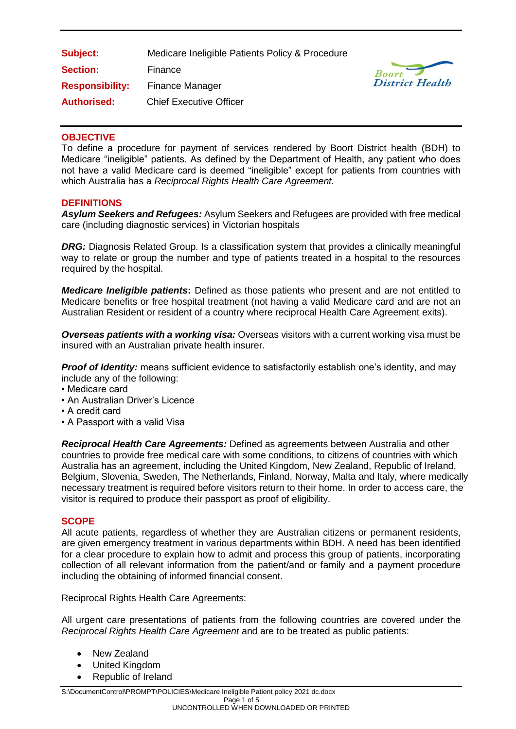| | |
|---|---|
| **Subject:** | Medicare Ineligible Patients Policy & Procedure |
| **Section:** | Finance |
| **Responsibility:** | Finance Manager |
| **Authorised:** | Chief Executive Officer |

## OBJECTIVE

To define a procedure for payment of services rendered by Boort District health (BDH) to Medicare "ineligible" patients. As defined by the Department of Health, any patient who does not have a valid Medicare card is deemed "ineligible" except for patients from countries with which Australia has a *Reciprocal Rights Health Care Agreement.*

## DEFINITIONS

***Asylum Seekers and Refugees:*** Asylum Seekers and Refugees are provided with free medical care (including diagnostic services) in Victorian hospitals

***DRG:*** Diagnosis Related Group. Is a classification system that provides a clinically meaningful way to relate or group the number and type of patients treated in a hospital to the resources required by the hospital.

***Medicare Ineligible patients*:** Defined as those patients who present and are not entitled to Medicare benefits or free hospital treatment (not having a valid Medicare card and are not an Australian Resident or resident of a country where reciprocal Health Care Agreement exits).

***Overseas patients with a working visa:*** Overseas visitors with a current working visa must be insured with an Australian private health insurer.

***Proof of Identity:*** means sufficient evidence to satisfactorily establish one's identity, and may include any of the following:

- Medicare card
- An Australian Driver's Licence
- A credit card
- A Passport with a valid Visa

***Reciprocal Health Care Agreements:*** Defined as agreements between Australia and other countries to provide free medical care with some conditions, to citizens of countries with which Australia has an agreement, including the United Kingdom, New Zealand, Republic of Ireland, Belgium, Slovenia, Sweden, The Netherlands, Finland, Norway, Malta and Italy, where medically necessary treatment is required before visitors return to their home. In order to access care, the visitor is required to produce their passport as proof of eligibility.

## SCOPE

All acute patients, regardless of whether they are Australian citizens or permanent residents, are given emergency treatment in various departments within BDH. A need has been identified for a clear procedure to explain how to admit and process this group of patients, incorporating collection of all relevant information from the patient/and or family and a payment procedure including the obtaining of informed financial consent.

Reciprocal Rights Health Care Agreements:

All urgent care presentations of patients from the following countries are covered under the *Reciprocal Rights Health Care Agreement* and are to be treated as public patients:

- New Zealand
- United Kingdom
- Republic of Ireland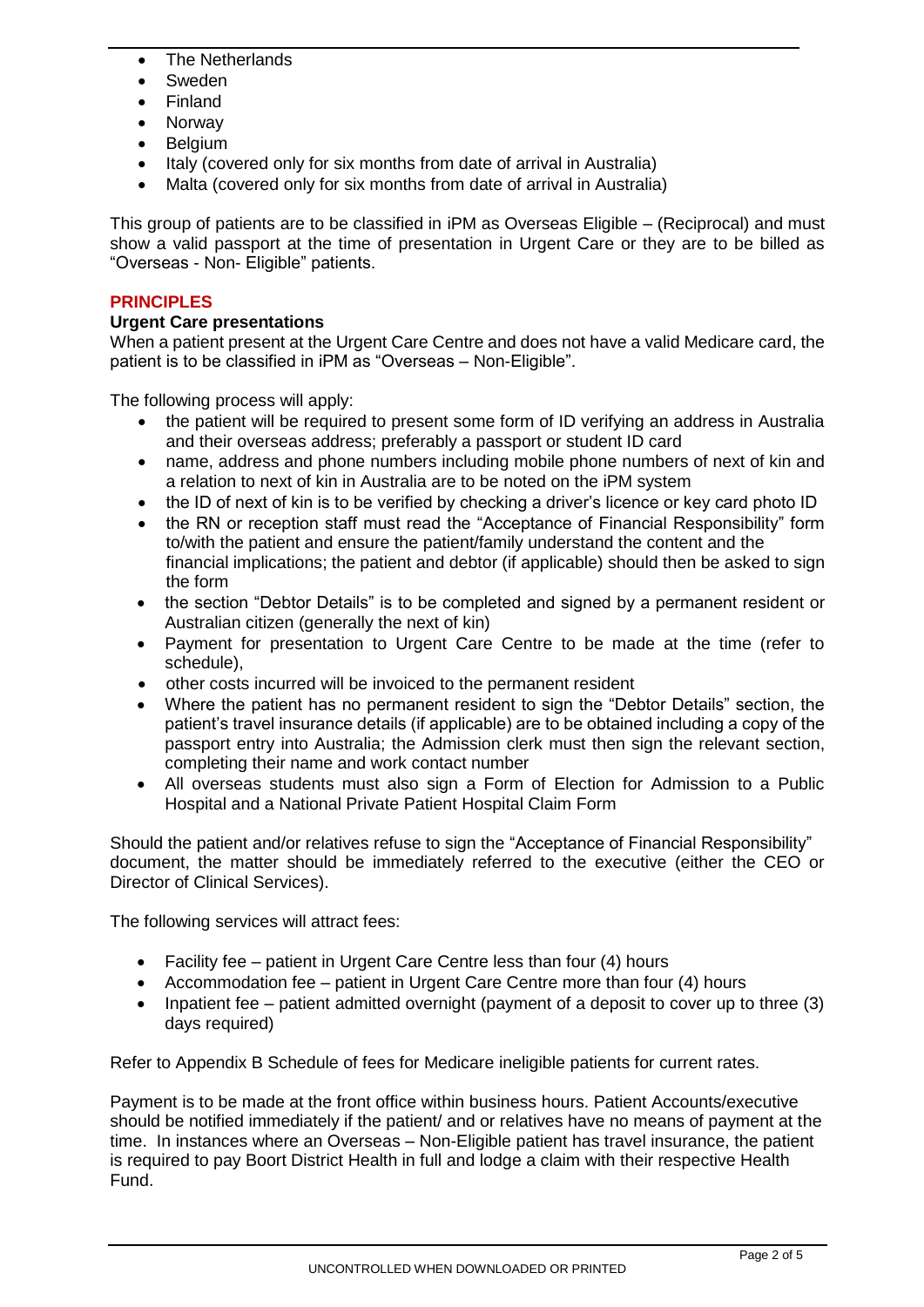- The Netherlands
- Sweden
- Finland
- Norway
- Belgium
- Italy (covered only for six months from date of arrival in Australia)
- Malta (covered only for six months from date of arrival in Australia)

This group of patients are to be classified in iPM as Overseas Eligible – (Reciprocal) and must show a valid passport at the time of presentation in Urgent Care or they are to be billed as "Overseas - Non- Eligible" patients.

## PRINCIPLES

### Urgent Care presentations

When a patient present at the Urgent Care Centre and does not have a valid Medicare card, the patient is to be classified in iPM as "Overseas – Non-Eligible".

The following process will apply:

- the patient will be required to present some form of ID verifying an address in Australia and their overseas address; preferably a passport or student ID card
- name, address and phone numbers including mobile phone numbers of next of kin and a relation to next of kin in Australia are to be noted on the iPM system
- the ID of next of kin is to be verified by checking a driver's licence or key card photo ID
- the RN or reception staff must read the "Acceptance of Financial Responsibility" form to/with the patient and ensure the patient/family understand the content and the financial implications; the patient and debtor (if applicable) should then be asked to sign the form
- the section "Debtor Details" is to be completed and signed by a permanent resident or Australian citizen (generally the next of kin)
- Payment for presentation to Urgent Care Centre to be made at the time (refer to schedule),
- other costs incurred will be invoiced to the permanent resident
- Where the patient has no permanent resident to sign the "Debtor Details" section, the patient's travel insurance details (if applicable) are to be obtained including a copy of the passport entry into Australia; the Admission clerk must then sign the relevant section, completing their name and work contact number
- All overseas students must also sign a Form of Election for Admission to a Public Hospital and a National Private Patient Hospital Claim Form

Should the patient and/or relatives refuse to sign the "Acceptance of Financial Responsibility" document, the matter should be immediately referred to the executive (either the CEO or Director of Clinical Services).

The following services will attract fees:

- Facility fee – patient in Urgent Care Centre less than four (4) hours
- Accommodation fee – patient in Urgent Care Centre more than four (4) hours
- Inpatient fee – patient admitted overnight (payment of a deposit to cover up to three (3) days required)

Refer to Appendix B Schedule of fees for Medicare ineligible patients for current rates.

Payment is to be made at the front office within business hours. Patient Accounts/executive should be notified immediately if the patient/ and or relatives have no means of payment at the time. In instances where an Overseas – Non-Eligible patient has travel insurance, the patient is required to pay Boort District Health in full and lodge a claim with their respective Health Fund.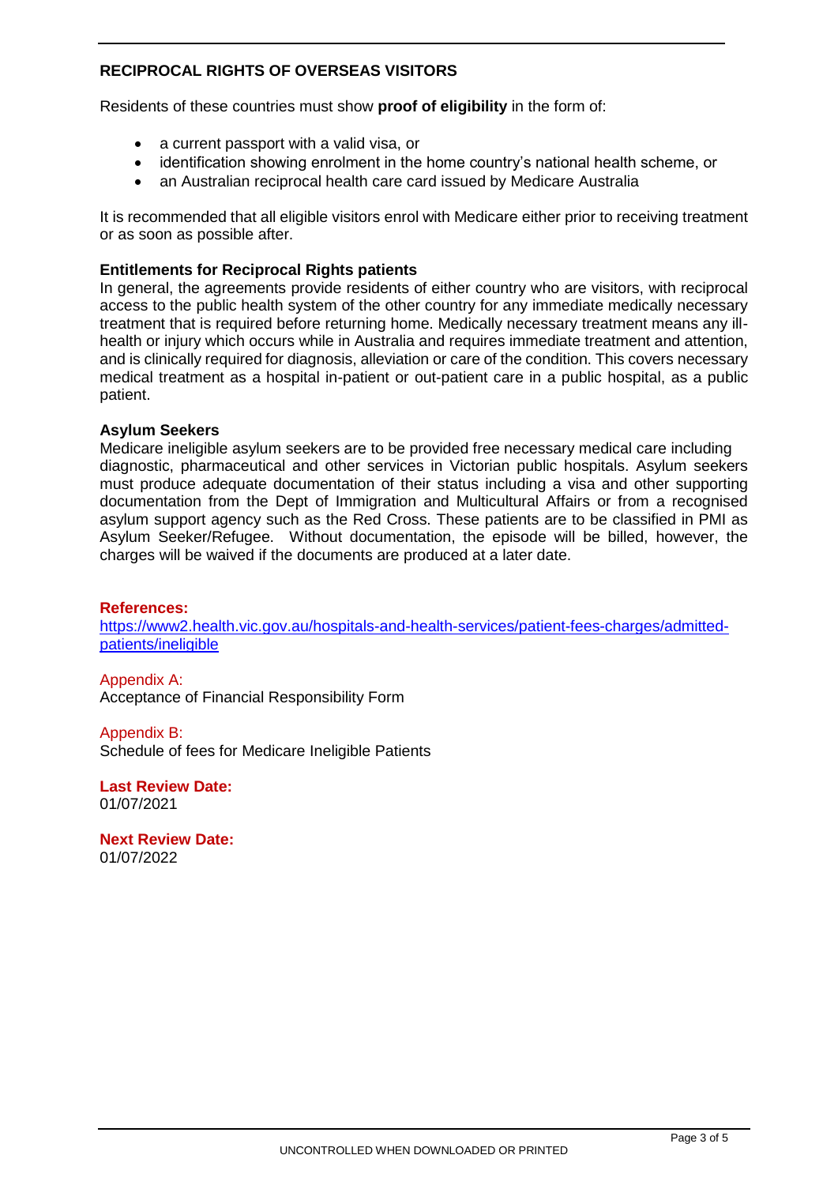## RECIPROCAL RIGHTS OF OVERSEAS VISITORS

Residents of these countries must show **proof of eligibility** in the form of:

- a current passport with a valid visa, or
- identification showing enrolment in the home country's national health scheme, or
- an Australian reciprocal health care card issued by Medicare Australia

It is recommended that all eligible visitors enrol with Medicare either prior to receiving treatment or as soon as possible after.

### Entitlements for Reciprocal Rights patients

In general, the agreements provide residents of either country who are visitors, with reciprocal access to the public health system of the other country for any immediate medically necessary treatment that is required before returning home. Medically necessary treatment means any ill-health or injury which occurs while in Australia and requires immediate treatment and attention, and is clinically required for diagnosis, alleviation or care of the condition. This covers necessary medical treatment as a hospital in-patient or out-patient care in a public hospital, as a public patient.

### Asylum Seekers

Medicare ineligible asylum seekers are to be provided free necessary medical care including diagnostic, pharmaceutical and other services in Victorian public hospitals. Asylum seekers must produce adequate documentation of their status including a visa and other supporting documentation from the Dept of Immigration and Multicultural Affairs or from a recognised asylum support agency such as the Red Cross. These patients are to be classified in PMI as Asylum Seeker/Refugee. Without documentation, the episode will be billed, however, the charges will be waived if the documents are produced at a later date.

**References:**

https://www2.health.vic.gov.au/hospitals-and-health-services/patient-fees-charges/admitted-patients/ineligible

Appendix A:
Acceptance of Financial Responsibility Form

Appendix B:
Schedule of fees for Medicare Ineligible Patients

**Last Review Date:**
01/07/2021

**Next Review Date:**
01/07/2022

UNCONTROLLED WHEN DOWNLOADED OR PRINTED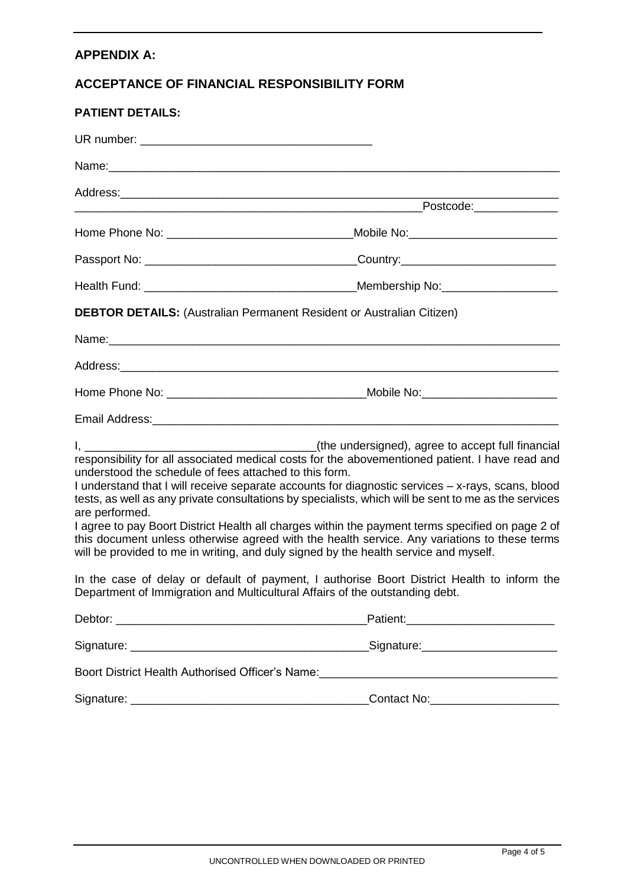## APPENDIX A:

## ACCEPTANCE OF FINANCIAL RESPONSIBILITY FORM

**PATIENT DETAILS:**

UR number: ____________________________________

Name: ________________________________________________________________________

Address: ______________________________________________________________________

_______________________________________________________ Postcode: _____________

Home Phone No: _____________________________ Mobile No: _______________________

Passport No: _________________________________ Country: ________________________

Health Fund: _________________________________ Membership No: __________________

**DEBTOR DETAILS:** (Australian Permanent Resident or Australian Citizen)

Name: ________________________________________________________________________

Address: ______________________________________________________________________

Home Phone No: _______________________________ Mobile No: _____________________

Email Address: _________________________________________________________________

I, ____________________________________ (the undersigned), agree to accept full financial responsibility for all associated medical costs for the abovementioned patient. I have read and understood the schedule of fees attached to this form.

I understand that I will receive separate accounts for diagnostic services – x-rays, scans, blood tests, as well as any private consultations by specialists, which will be sent to me as the services are performed.

I agree to pay Boort District Health all charges within the payment terms specified on page 2 of this document unless otherwise agreed with the health service. Any variations to these terms will be provided to me in writing, and duly signed by the health service and myself.

In the case of delay or default of payment, I authorise Boort District Health to inform the Department of Immigration and Multicultural Affairs of the outstanding debt.

Debtor: _______________________________________ Patient: _______________________

Signature: _____________________________________ Signature: _____________________

Boort District Health Authorised Officer's Name: ____________________________________

Signature: _____________________________________ Contact No: ___________________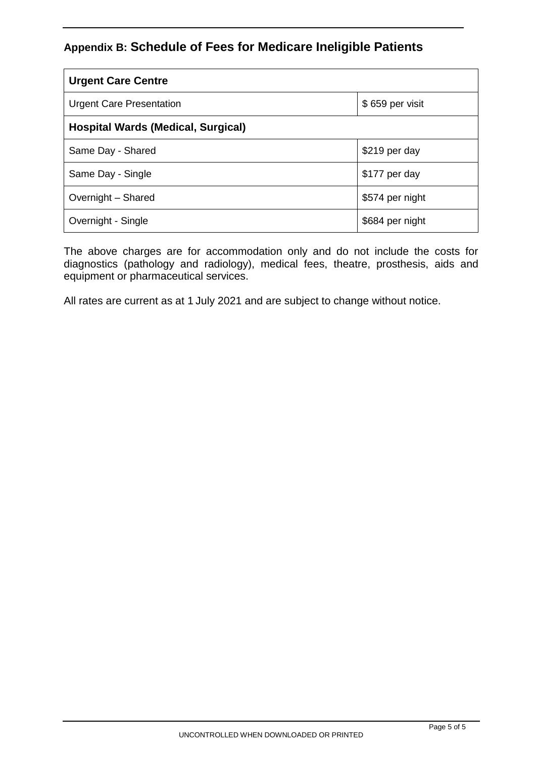## Appendix B: Schedule of Fees for Medicare Ineligible Patients

| | |
|---|---|
| **Urgent Care Centre** | |
| Urgent Care Presentation | $ 659 per visit |
| **Hospital Wards (Medical, Surgical)** | |
| Same Day - Shared | $219 per day |
| Same Day - Single | $177 per day |
| Overnight – Shared | $574 per night |
| Overnight - Single | $684 per night |

The above charges are for accommodation only and do not include the costs for diagnostics (pathology and radiology), medical fees, theatre, prosthesis, aids and equipment or pharmaceutical services.

All rates are current as at 1 July 2021 and are subject to change without notice.

UNCONTROLLED WHEN DOWNLOADED OR PRINTED